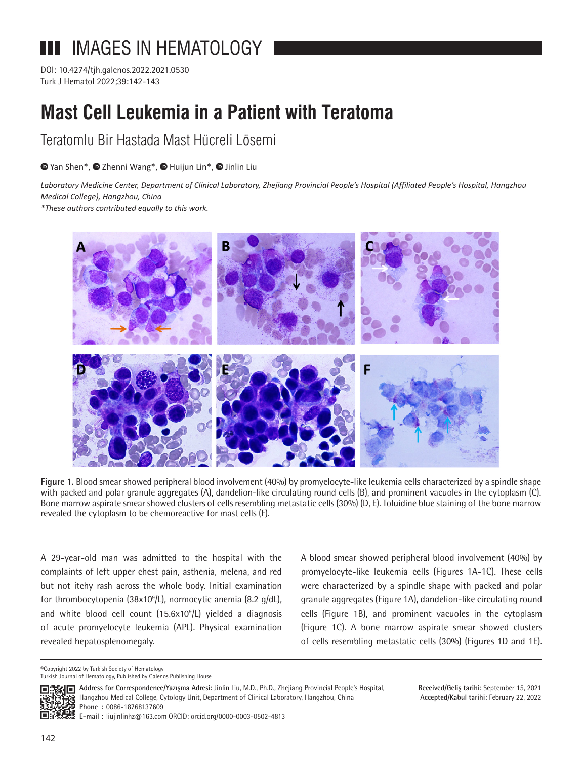# IMAGES IN HEMATOLOGY

DOI: 10.4274/tjh.galenos.2022.2021.0530

# Mast Cell Leukemia in a Patient with Teratoma

## Teratomlu Bir Hastada Mast Hücreli Lösemi

Yan Shen*, Zhenni Wang*, Huijun Lin*, Jinlin Liu

*Laboratory Medicine Center, Department of Clinical Laboratory, Zhejiang Provincial People's Hospital (Affiliated People's Hospital, Hangzhou Medical College), Hangzhou, China*

*\*These authors contributed equally to this work.*

Figure 1. Blood smear showed peripheral blood involvement (40%) by promyelocyte-like leukemia cells characterized by a spindle shape with packed and polar granule aggregates (A), dandelion-like circulating round cells (B), and prominent vacuoles in the cytoplasm (C). Bone marrow aspirate smear showed clusters of cells resembling metastatic cells (30%) (D, E). Toluidine blue staining of the bone marrow revealed the cytoplasm to be chemoreactive for mast cells (F).

A 29-year-old man was admitted to the hospital with the complaints of left upper chest pain, asthenia, melena, and red but not itchy rash across the whole body. Initial examination for thrombocytopenia ($38 \times 10^9$/L), normocytic anemia (8.2 g/dL), and white blood cell count ($15.6 \times 10^9$/L) yielded a diagnosis of acute promyelocyte leukemia (APL). Physical examination revealed hepatosplenomegaly.

A blood smear showed peripheral blood involvement (40%) by promyelocyte-like leukemia cells (Figures 1A-1C). These cells were characterized by a spindle shape with packed and polar granule aggregates (Figure 1A), dandelion-like circulating round cells (Figure 1B), and prominent vacuoles in the cytoplasm (Figure 1C). A bone marrow aspirate smear showed clusters of cells resembling metastatic cells (30%) (Figures 1D and 1E).

©Copyright 2022 by Turkish Society of Hematology
Turkish Journal of Hematology, Published by Galenos Publishing House

Address for Correspondence/Yazışma Adresi: Jinlin Liu, M.D., Ph.D., Zhejiang Provincial People's Hospital, Hangzhou Medical College, Cytology Unit, Department of Clinical Laboratory, Hangzhou, China
Phone : 0086-18768137609
E-mail : liujinlinhz@163.com ORCID: orcid.org/0000-0003-0502-4813

Received/Geliş tarihi: September 15, 2021
Accepted/Kabul tarihi: February 22, 2022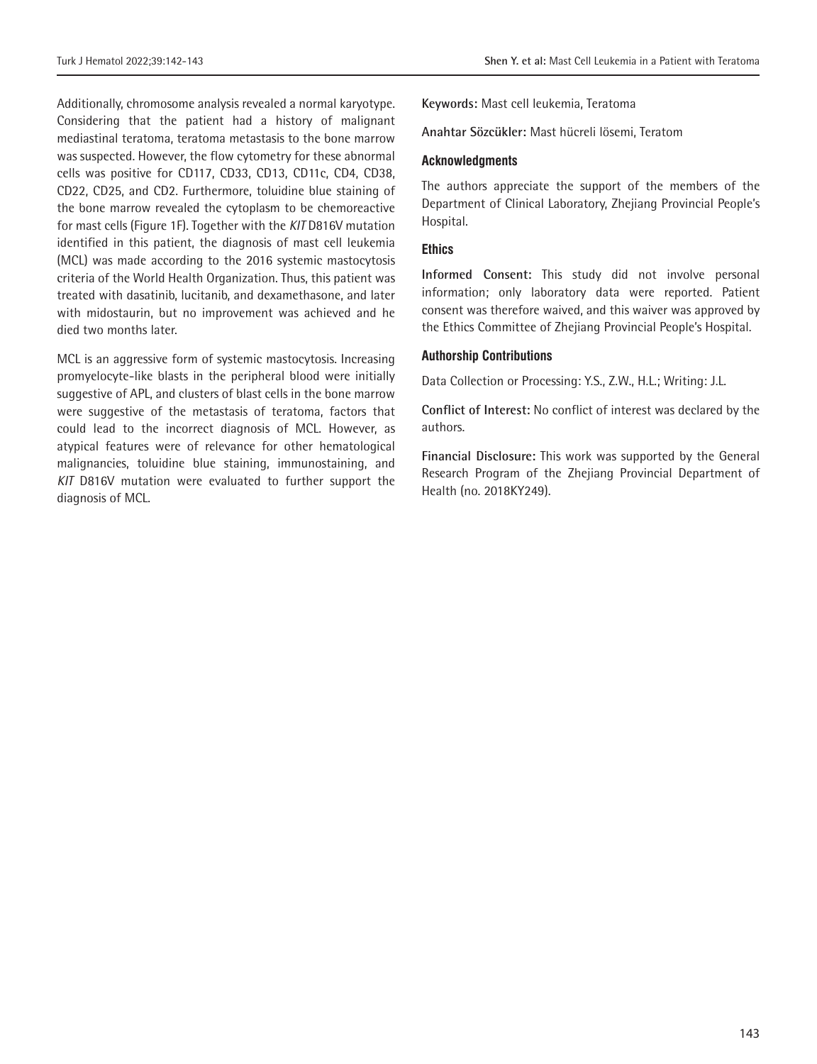Additionally, chromosome analysis revealed a normal karyotype. Considering that the patient had a history of malignant mediastinal teratoma, teratoma metastasis to the bone marrow was suspected. However, the flow cytometry for these abnormal cells was positive for CD117, CD33, CD13, CD11c, CD4, CD38, CD22, CD25, and CD2. Furthermore, toluidine blue staining of the bone marrow revealed the cytoplasm to be chemoreactive for mast cells (Figure 1F). Together with the *KIT* D816V mutation identified in this patient, the diagnosis of mast cell leukemia (MCL) was made according to the 2016 systemic mastocytosis criteria of the World Health Organization. Thus, this patient was treated with dasatinib, lucitanib, and dexamethasone, and later with midostaurin, but no improvement was achieved and he died two months later.

MCL is an aggressive form of systemic mastocytosis. Increasing promyelocyte-like blasts in the peripheral blood were initially suggestive of APL, and clusters of blast cells in the bone marrow were suggestive of the metastasis of teratoma, factors that could lead to the incorrect diagnosis of MCL. However, as atypical features were of relevance for other hematological malignancies, toluidine blue staining, immunostaining, and *KIT* D816V mutation were evaluated to further support the diagnosis of MCL.

**Keywords:** Mast cell leukemia, Teratoma

**Anahtar Sözcükler:** Mast hücreli lösemi, Teratom

### Acknowledgments

The authors appreciate the support of the members of the Department of Clinical Laboratory, Zhejiang Provincial People's Hospital.

### Ethics

**Informed Consent:** This study did not involve personal information; only laboratory data were reported. Patient consent was therefore waived, and this waiver was approved by the Ethics Committee of Zhejiang Provincial People's Hospital.

### Authorship Contributions

Data Collection or Processing: Y.S., Z.W., H.L.; Writing: J.L.

**Conflict of Interest:** No conflict of interest was declared by the authors.

**Financial Disclosure:** This work was supported by the General Research Program of the Zhejiang Provincial Department of Health (no. 2018KY249).